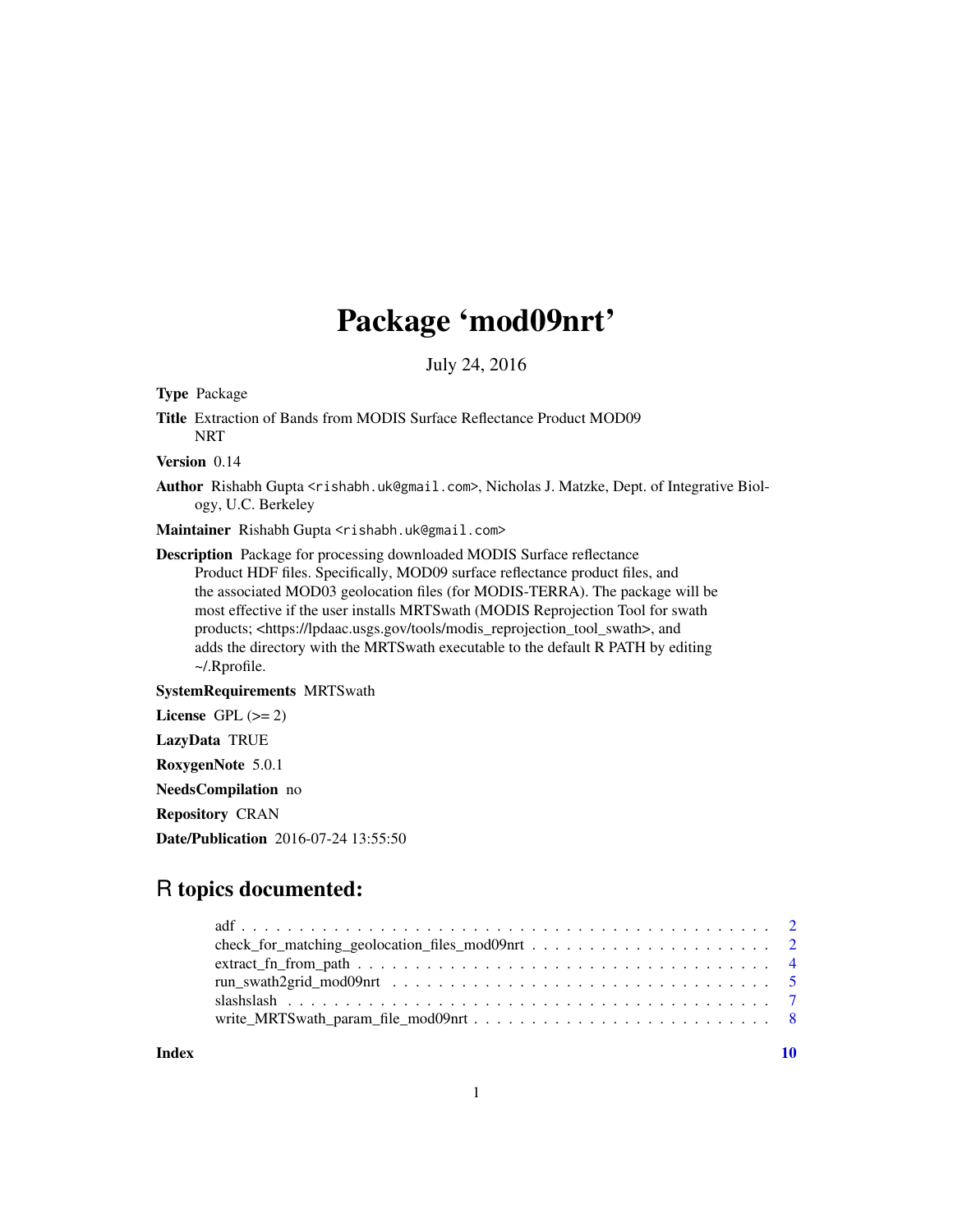# Package 'mod09nrt'

July 24, 2016

**Type** Package

**Title** Extraction of Bands from MODIS Surface Reflectance Product MOD09 NRT

**Version** 0.14

**Author** Rishabh Gupta <rishabh.uk@gmail.com>, Nicholas J. Matzke, Dept. of Integrative Biology, U.C. Berkeley

**Maintainer** Rishabh Gupta <rishabh.uk@gmail.com>

**Description** Package for processing downloaded MODIS Surface reflectance Product HDF files. Specifically, MOD09 surface reflectance product files, and the associated MOD03 geolocation files (for MODIS-TERRA). The package will be most effective if the user installs MRTSwath (MODIS Reprojection Tool for swath products; <https://lpdaac.usgs.gov/tools/modis_reprojection_tool_swath>, and adds the directory with the MRTSwath executable to the default R PATH by editing ~/.Rprofile.

**SystemRequirements** MRTSwath

**License** GPL (>= 2)

**LazyData** TRUE

**RoxygenNote** 5.0.1

**NeedsCompilation** no

**Repository** CRAN

**Date/Publication** 2016-07-24 13:55:50

## R topics documented:

- adf . . . . . . . . . . . . . . . . . . . . . . . . . . . . . . . . . . . . . . . . . . . . 2
- check_for_matching_geolocation_files_mod09nrt . . . . . . . . . . . . . . . . . . . . . 2
- extract_fn_from_path . . . . . . . . . . . . . . . . . . . . . . . . . . . . . . . . . . . 4
- run_swath2grid_mod09nrt . . . . . . . . . . . . . . . . . . . . . . . . . . . . . . . . . 5
- slashslash . . . . . . . . . . . . . . . . . . . . . . . . . . . . . . . . . . . . . . . . . 7
- write_MRTSwath_param_file_mod09nrt . . . . . . . . . . . . . . . . . . . . . . . . . . 8

**Index** 10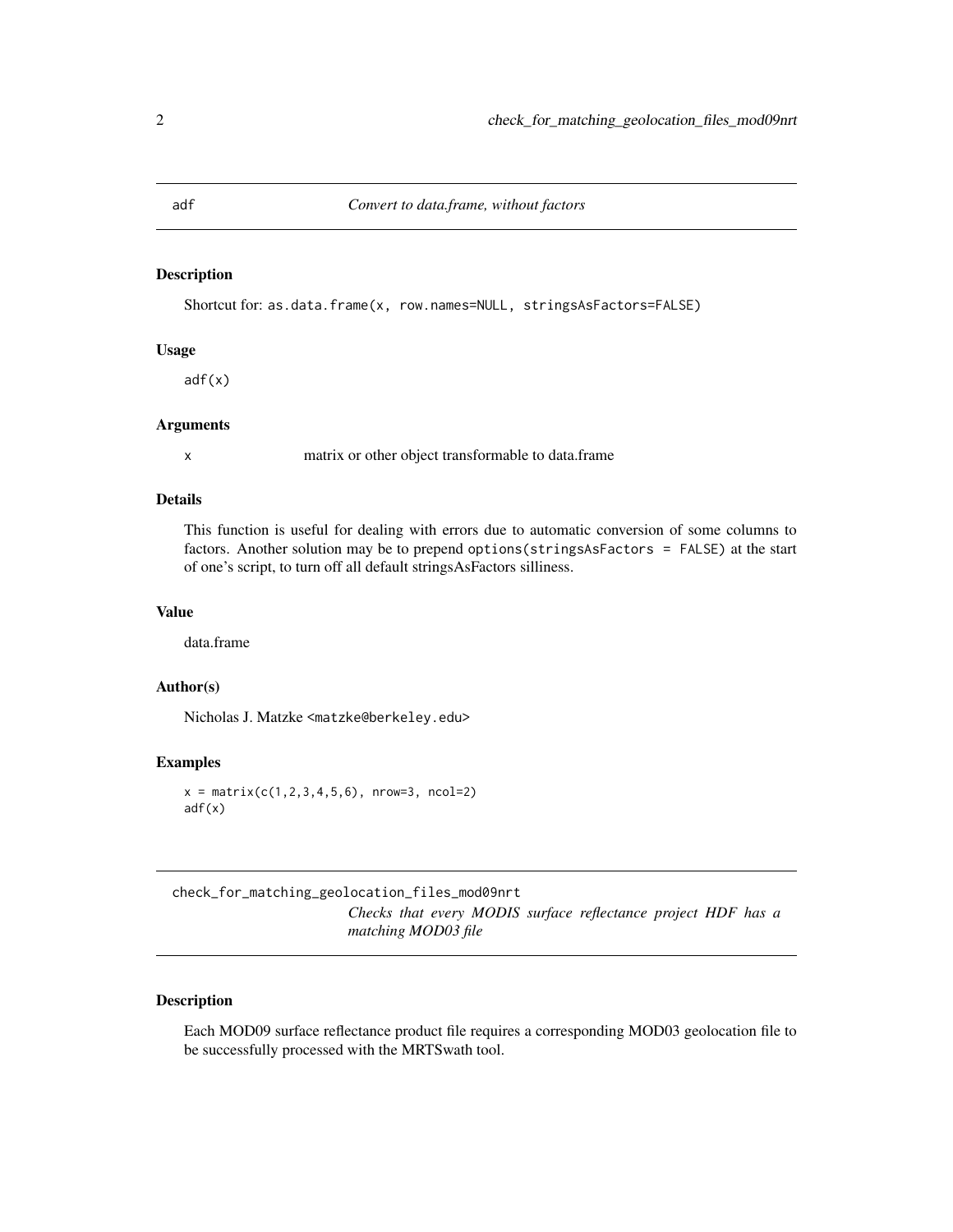## adf — *Convert to data.frame, without factors*

### Description

Shortcut for: `as.data.frame(x, row.names=NULL, stringsAsFactors=FALSE)`

### Usage

```
adf(x)
```

### Arguments

| | |
|---|---|
| x | matrix or other object transformable to data.frame |

### Details

This function is useful for dealing with errors due to automatic conversion of some columns to factors. Another solution may be to prepend `options(stringsAsFactors = FALSE)` at the start of one's script, to turn off all default stringsAsFactors silliness.

### Value

data.frame

### Author(s)

Nicholas J. Matzke <matzke@berkeley.edu>

### Examples

```
x = matrix(c(1,2,3,4,5,6), nrow=3, ncol=2)
adf(x)
```

## check_for_matching_geolocation_files_mod09nrt — *Checks that every MODIS surface reflectance project HDF has a matching MOD03 file*

### Description

Each MOD09 surface reflectance product file requires a corresponding MOD03 geolocation file to be successfully processed with the MRTSwath tool.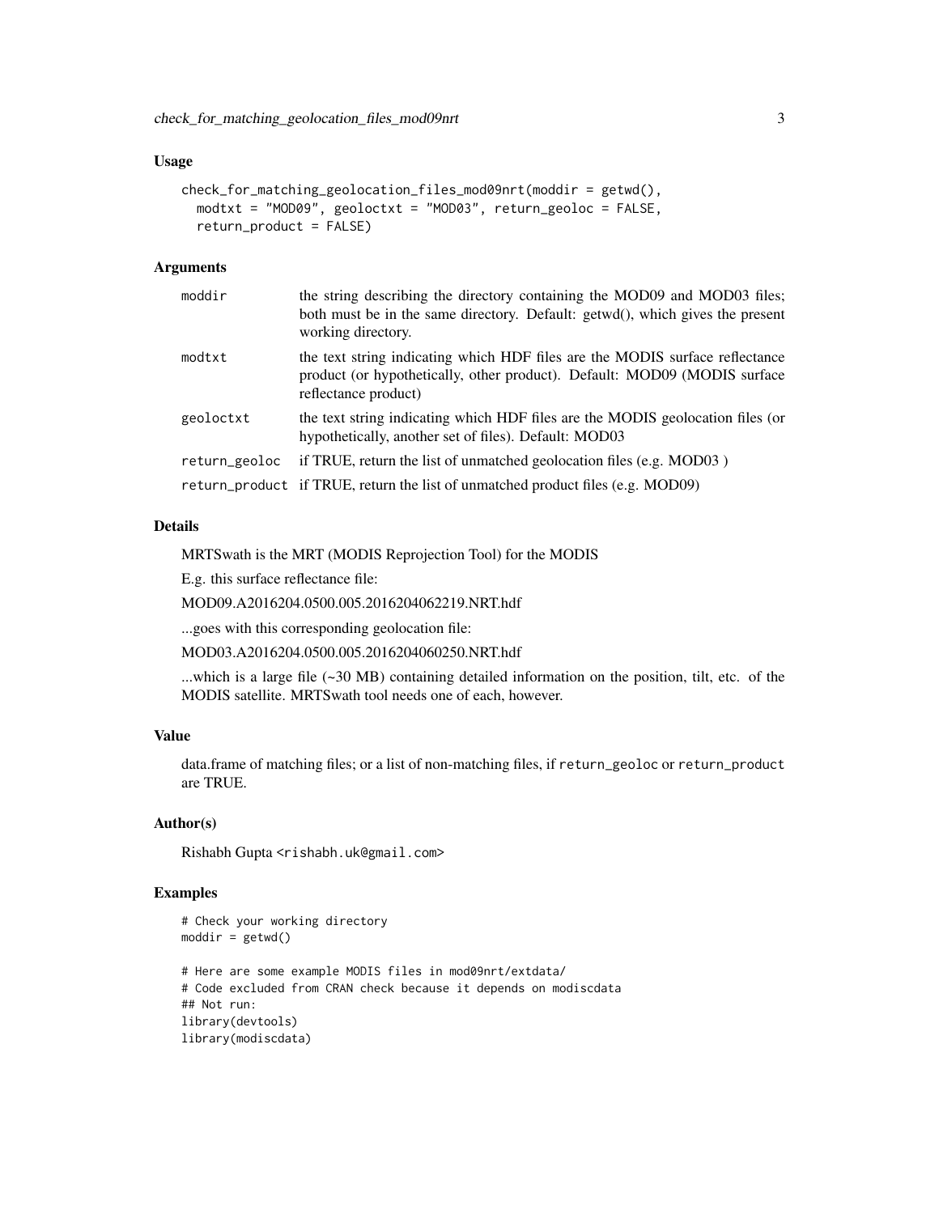### Usage

```
check_for_matching_geolocation_files_mod09nrt(moddir = getwd(),
  modtxt = "MOD09", geoloctxt = "MOD03", return_geoloc = FALSE,
  return_product = FALSE)
```

### Arguments

| | |
|---|---|
| moddir | the string describing the directory containing the MOD09 and MOD03 files; both must be in the same directory. Default: getwd(), which gives the present working directory. |
| modtxt | the text string indicating which HDF files are the MODIS surface reflectance product (or hypothetically, other product). Default: MOD09 (MODIS surface reflectance product) |
| geoloctxt | the text string indicating which HDF files are the MODIS geolocation files (or hypothetically, another set of files). Default: MOD03 |
| return_geoloc | if TRUE, return the list of unmatched geolocation files (e.g. MOD03 ) |
| return_product | if TRUE, return the list of unmatched product files (e.g. MOD09) |

### Details

MRTSwath is the MRT (MODIS Reprojection Tool) for the MODIS

E.g. this surface reflectance file:

MOD09.A2016204.0500.005.2016204062219.NRT.hdf

...goes with this corresponding geolocation file:

MOD03.A2016204.0500.005.2016204060250.NRT.hdf

...which is a large file (~30 MB) containing detailed information on the position, tilt, etc. of the MODIS satellite. MRTSwath tool needs one of each, however.

### Value

data.frame of matching files; or a list of non-matching files, if `return_geoloc` or `return_product` are TRUE.

### Author(s)

Rishabh Gupta <rishabh.uk@gmail.com>

### Examples

```
# Check your working directory
moddir = getwd()

# Here are some example MODIS files in mod09nrt/extdata/
# Code excluded from CRAN check because it depends on modiscdata
## Not run:
library(devtools)
library(modiscdata)
```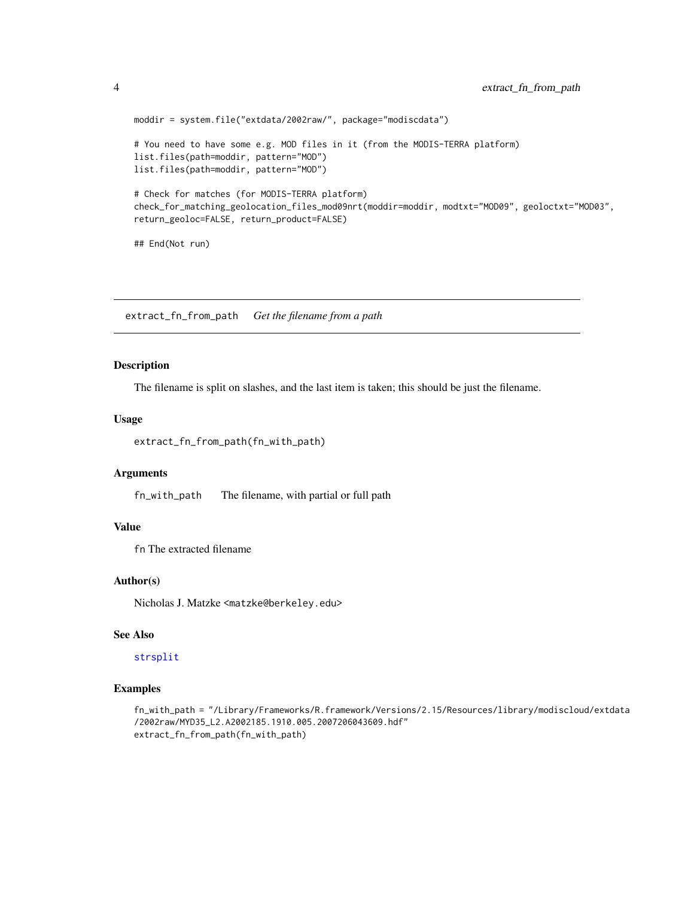```
moddir = system.file("extdata/2002raw/", package="modiscdata")

# You need to have some e.g. MOD files in it (from the MODIS-TERRA platform)
list.files(path=moddir, pattern="MOD")
list.files(path=moddir, pattern="MOD")

# Check for matches (for MODIS-TERRA platform)
check_for_matching_geolocation_files_mod09nrt(moddir=moddir, modtxt="MOD09", geoloctxt="MOD03",
return_geoloc=FALSE, return_product=FALSE)

## End(Not run)
```

---

## extract_fn_from_path *Get the filename from a path*

### Description

The filename is split on slashes, and the last item is taken; this should be just the filename.

### Usage

```
extract_fn_from_path(fn_with_path)
```

### Arguments

`fn_with_path` The filename, with partial or full path

### Value

`fn` The extracted filename

### Author(s)

Nicholas J. Matzke <matzke@berkeley.edu>

### See Also

strsplit

### Examples

```
fn_with_path = "/Library/Frameworks/R.framework/Versions/2.15/Resources/library/modiscloud/extdata
/2002raw/MYD35_L2.A2002185.1910.005.2007206043609.hdf"
extract_fn_from_path(fn_with_path)
```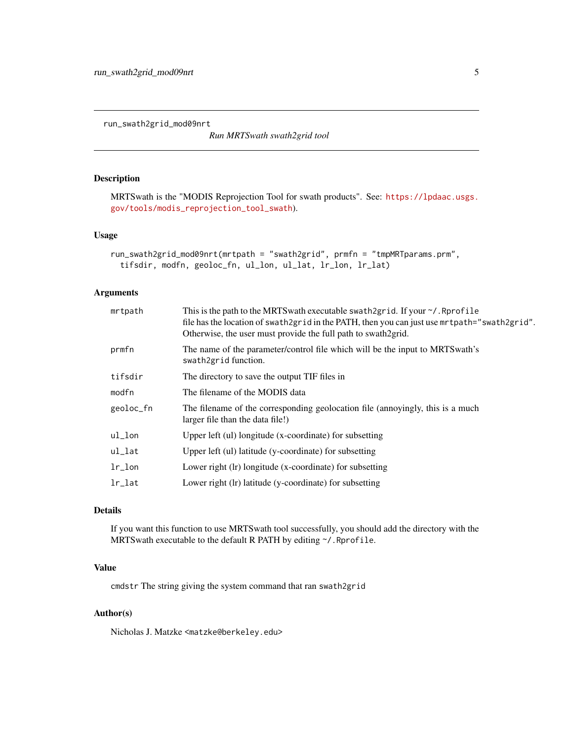`run_swath2grid_mod09nrt` *Run MRTSwath swath2grid tool*

## Description

MRTSwath is the "MODIS Reprojection Tool for swath products". See: https://lpdaac.usgs.gov/tools/modis_reprojection_tool_swath).

## Usage

```
run_swath2grid_mod09nrt(mrtpath = "swath2grid", prmfn = "tmpMRTparams.prm",
  tifsdir, modfn, geoloc_fn, ul_lon, ul_lat, lr_lon, lr_lat)
```

## Arguments

| | |
|---|---|
| `mrtpath` | This is the path to the MRTSwath executable `swath2grid`. If your `~/.Rprofile` file has the location of `swath2grid` in the PATH, then you can just use `mrtpath="swath2grid"`. Otherwise, the user must provide the full path to swath2grid. |
| `prmfn` | The name of the parameter/control file which will be the input to MRTSwath's `swath2grid` function. |
| `tifsdir` | The directory to save the output TIF files in |
| `modfn` | The filename of the MODIS data |
| `geoloc_fn` | The filename of the corresponding geolocation file (annoyingly, this is a much larger file than the data file!) |
| `ul_lon` | Upper left (ul) longitude (x-coordinate) for subsetting |
| `ul_lat` | Upper left (ul) latitude (y-coordinate) for subsetting |
| `lr_lon` | Lower right (lr) longitude (x-coordinate) for subsetting |
| `lr_lat` | Lower right (lr) latitude (y-coordinate) for subsetting |

## Details

If you want this function to use MRTSwath tool successfully, you should add the directory with the MRTSwath executable to the default R PATH by editing `~/.Rprofile`.

## Value

`cmdstr` The string giving the system command that ran `swath2grid`

## Author(s)

Nicholas J. Matzke <matzke@berkeley.edu>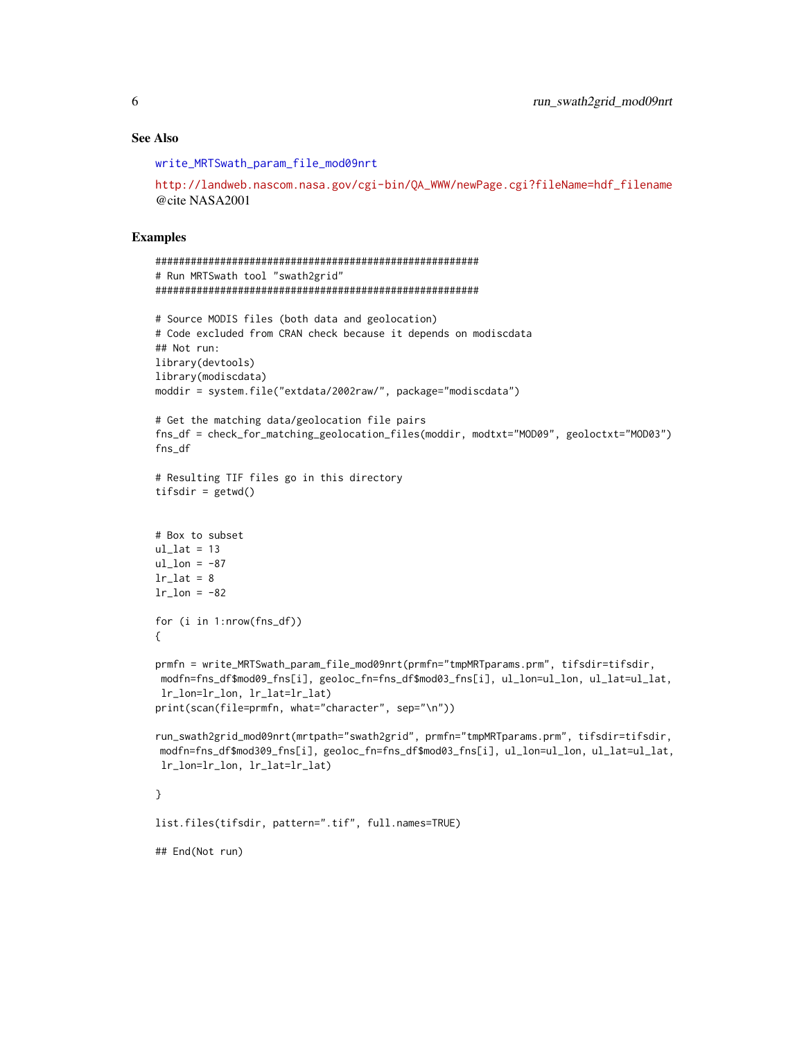### See Also

write_MRTSwath_param_file_mod09nrt

http://landweb.nascom.nasa.gov/cgi-bin/QA_WWW/newPage.cgi?fileName=hdf_filename
@cite NASA2001

### Examples

```
#######################################################
# Run MRTSwath tool "swath2grid"
#######################################################

# Source MODIS files (both data and geolocation)
# Code excluded from CRAN check because it depends on modiscdata
## Not run:
library(devtools)
library(modiscdata)
moddir = system.file("extdata/2002raw/", package="modiscdata")

# Get the matching data/geolocation file pairs
fns_df = check_for_matching_geolocation_files(moddir, modtxt="MOD09", geoloctxt="MOD03")
fns_df

# Resulting TIF files go in this directory
tifsdir = getwd()


# Box to subset
ul_lat = 13
ul_lon = -87
lr_lat = 8
lr_lon = -82

for (i in 1:nrow(fns_df))
{

prmfn = write_MRTSwath_param_file_mod09nrt(prmfn="tmpMRTparams.prm", tifsdir=tifsdir,
 modfn=fns_df$mod09_fns[i], geoloc_fn=fns_df$mod03_fns[i], ul_lon=ul_lon, ul_lat=ul_lat,
 lr_lon=lr_lon, lr_lat=lr_lat)
print(scan(file=prmfn, what="character", sep="\n"))

run_swath2grid_mod09nrt(mrtpath="swath2grid", prmfn="tmpMRTparams.prm", tifsdir=tifsdir,
 modfn=fns_df$mod309_fns[i], geoloc_fn=fns_df$mod03_fns[i], ul_lon=ul_lon, ul_lat=ul_lat,
 lr_lon=lr_lon, lr_lat=lr_lat)

}

list.files(tifsdir, pattern=".tif", full.names=TRUE)

## End(Not run)
```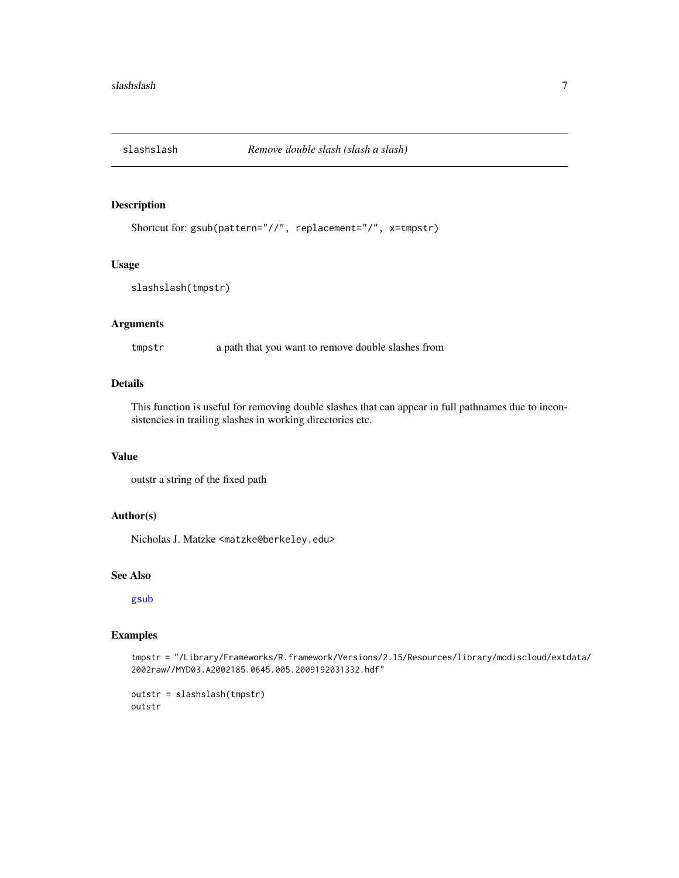## slashslash — *Remove double slash (slash a slash)*

### Description

Shortcut for: `gsub(pattern="//", replacement="/", x=tmpstr)`

### Usage

```
slashslash(tmpstr)
```

### Arguments

| | |
|---|---|
| `tmpstr` | a path that you want to remove double slashes from |

### Details

This function is useful for removing double slashes that can appear in full pathnames due to inconsistencies in trailing slashes in working directories etc.

### Value

outstr a string of the fixed path

### Author(s)

Nicholas J. Matzke <matzke@berkeley.edu>

### See Also

gsub

### Examples

```
tmpstr = "/Library/Frameworks/R.framework/Versions/2.15/Resources/library/modiscloud/extdata/
2002raw//MYD03.A2002185.0645.005.2009192031332.hdf"

outstr = slashslash(tmpstr)
outstr
```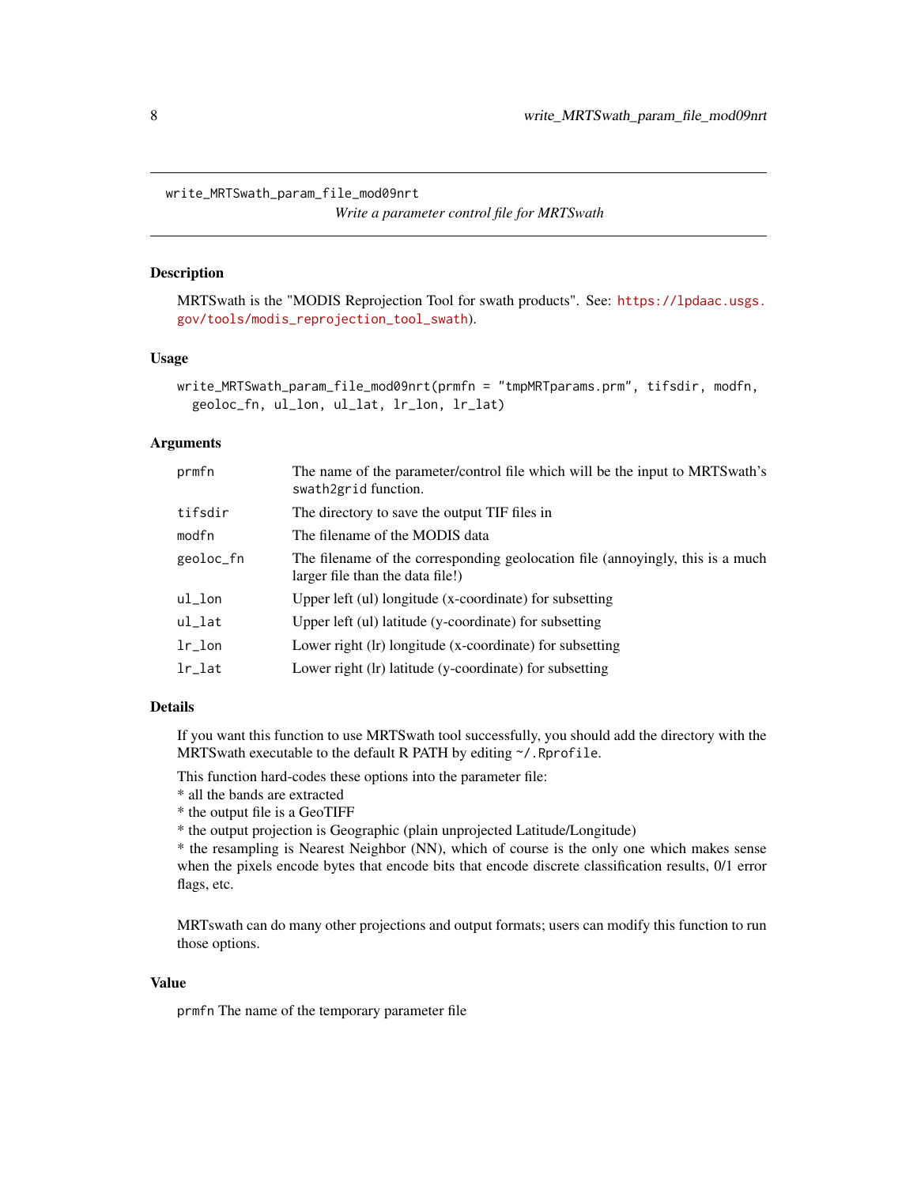`write_MRTSwath_param_file_mod09nrt`

*Write a parameter control file for MRTSwath*

## Description

MRTSwath is the "MODIS Reprojection Tool for swath products". See: https://lpdaac.usgs.gov/tools/modis_reprojection_tool_swath).

## Usage

```
write_MRTSwath_param_file_mod09nrt(prmfn = "tmpMRTparams.prm", tifsdir, modfn,
  geoloc_fn, ul_lon, ul_lat, lr_lon, lr_lat)
```

## Arguments

| | |
|---|---|
| `prmfn` | The name of the parameter/control file which will be the input to MRTSwath's `swath2grid` function. |
| `tifsdir` | The directory to save the output TIF files in |
| `modfn` | The filename of the MODIS data |
| `geoloc_fn` | The filename of the corresponding geolocation file (annoyingly, this is a much larger file than the data file!) |
| `ul_lon` | Upper left (ul) longitude (x-coordinate) for subsetting |
| `ul_lat` | Upper left (ul) latitude (y-coordinate) for subsetting |
| `lr_lon` | Lower right (lr) longitude (x-coordinate) for subsetting |
| `lr_lat` | Lower right (lr) latitude (y-coordinate) for subsetting |

## Details

If you want this function to use MRTSwath tool successfully, you should add the directory with the MRTSwath executable to the default R PATH by editing `~/.Rprofile`.

This function hard-codes these options into the parameter file:
* all the bands are extracted
* the output file is a GeoTIFF
* the output projection is Geographic (plain unprojected Latitude/Longitude)
* the resampling is Nearest Neighbor (NN), which of course is the only one which makes sense when the pixels encode bytes that encode bits that encode discrete classification results, 0/1 error flags, etc.

MRTswath can do many other projections and output formats; users can modify this function to run those options.

## Value

`prmfn` The name of the temporary parameter file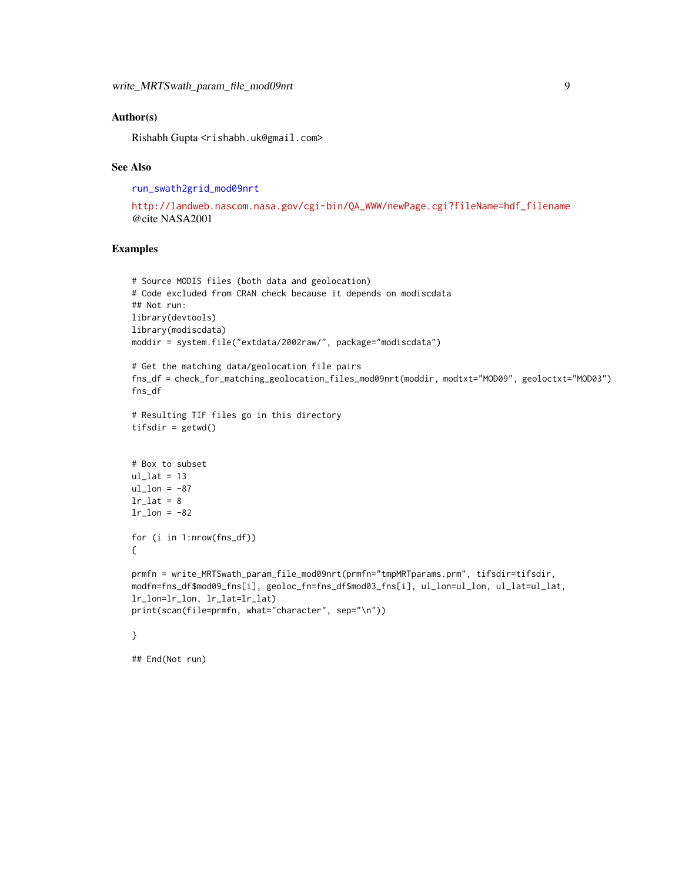## Author(s)

Rishabh Gupta <rishabh.uk@gmail.com>

## See Also

run_swath2grid_mod09nrt

http://landweb.nascom.nasa.gov/cgi-bin/QA_WWW/newPage.cgi?fileName=hdf_filename
@cite NASA2001

## Examples

```
# Source MODIS files (both data and geolocation)
# Code excluded from CRAN check because it depends on modiscdata
## Not run:
library(devtools)
library(modiscdata)
moddir = system.file("extdata/2002raw/", package="modiscdata")

# Get the matching data/geolocation file pairs
fns_df = check_for_matching_geolocation_files_mod09nrt(moddir, modtxt="MOD09", geoloctxt="MOD03")
fns_df

# Resulting TIF files go in this directory
tifsdir = getwd()


# Box to subset
ul_lat = 13
ul_lon = -87
lr_lat = 8
lr_lon = -82

for (i in 1:nrow(fns_df))
{

prmfn = write_MRTSwath_param_file_mod09nrt(prmfn="tmpMRTparams.prm", tifsdir=tifsdir,
modfn=fns_df$mod09_fns[i], geoloc_fn=fns_df$mod03_fns[i], ul_lon=ul_lon, ul_lat=ul_lat,
lr_lon=lr_lon, lr_lat=lr_lat)
print(scan(file=prmfn, what="character", sep="\n"))

}

## End(Not run)
```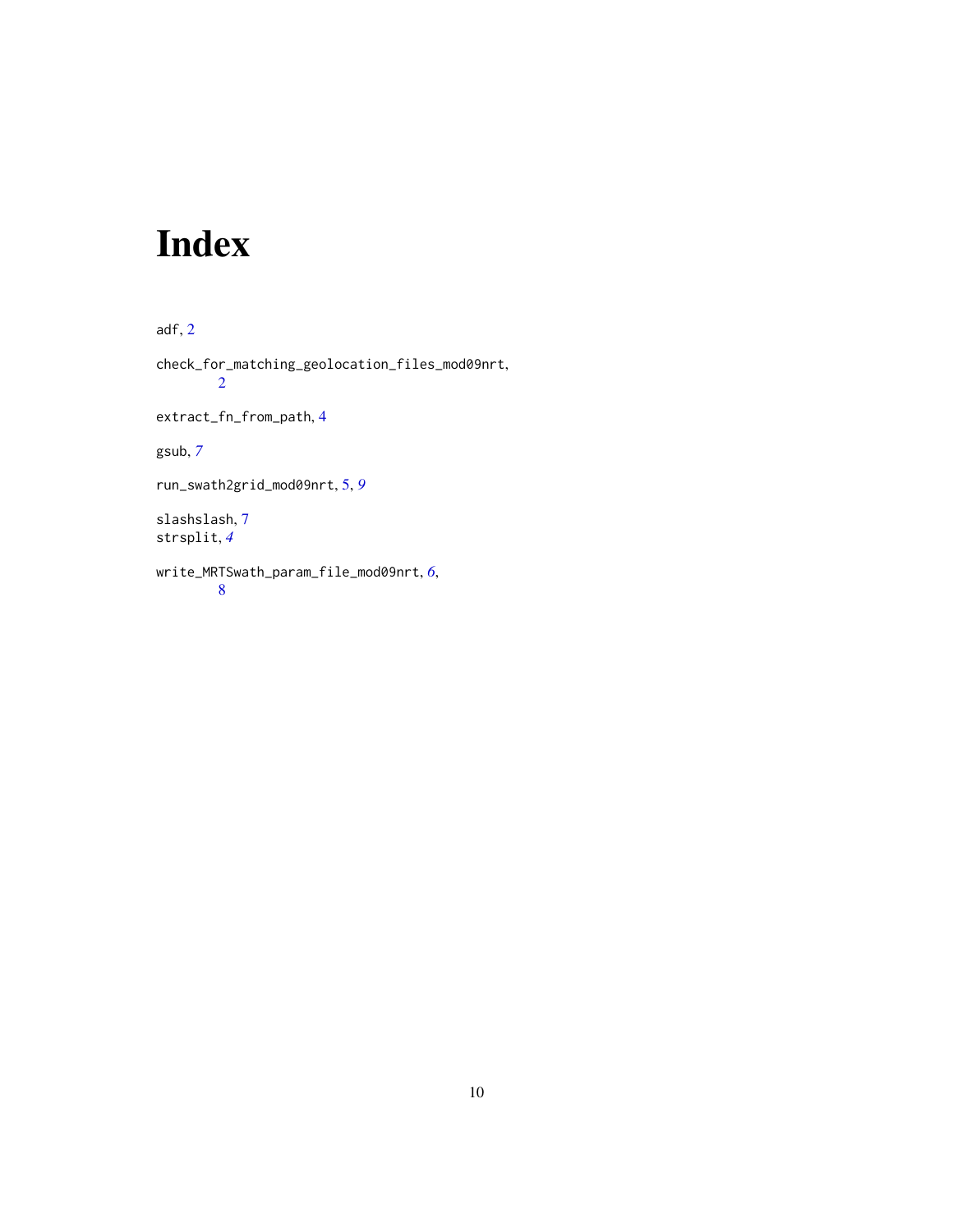# Index

adf, 2

check_for_matching_geolocation_files_mod09nrt, 2

extract_fn_from_path, 4

gsub, *7*

run_swath2grid_mod09nrt, 5, *9*

slashslash, 7
strsplit, *4*

write_MRTSwath_param_file_mod09nrt, *6*, 8